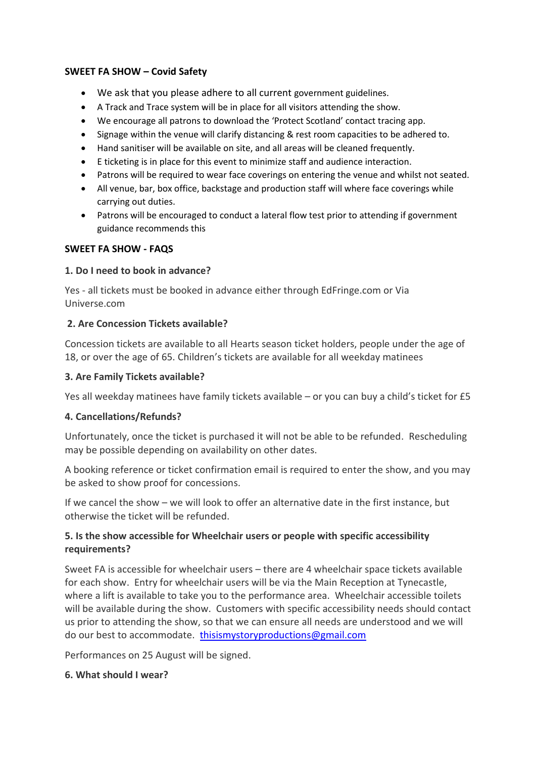**SWEET FA SHOW – Covid Safety**

- We ask that you please adhere to all current government guidelines.
- A Track and Trace system will be in place for all visitors attending the show.
- We encourage all patrons to download the 'Protect Scotland' contact tracing app.
- Signage within the venue will clarify distancing & rest room capacities to be adhered to.
- Hand sanitiser will be available on site, and all areas will be cleaned frequently.
- E ticketing is in place for this event to minimize staff and audience interaction.
- Patrons will be required to wear face coverings on entering the venue and whilst not seated.
- All venue, bar, box office, backstage and production staff will where face coverings while carrying out duties.
- Patrons will be encouraged to conduct a lateral flow test prior to attending if government guidance recommends this

**SWEET FA SHOW - FAQS**

**1. Do I need to book in advance?**

Yes - all tickets must be booked in advance either through EdFringe.com or Via Universe.com

**2. Are Concession Tickets available?**

Concession tickets are available to all Hearts season ticket holders, people under the age of 18, or over the age of 65. Children's tickets are available for all weekday matinees

**3. Are Family Tickets available?**

Yes all weekday matinees have family tickets available – or you can buy a child's ticket for £5

**4. Cancellations/Refunds?**

Unfortunately, once the ticket is purchased it will not be able to be refunded. Rescheduling may be possible depending on availability on other dates.

A booking reference or ticket confirmation email is required to enter the show, and you may be asked to show proof for concessions.

If we cancel the show – we will look to offer an alternative date in the first instance, but otherwise the ticket will be refunded.

**5. Is the show accessible for Wheelchair users or people with specific accessibility requirements?**

Sweet FA is accessible for wheelchair users – there are 4 wheelchair space tickets available for each show. Entry for wheelchair users will be via the Main Reception at Tynecastle, where a lift is available to take you to the performance area. Wheelchair accessible toilets will be available during the show. Customers with specific accessibility needs should contact us prior to attending the show, so that we can ensure all needs are understood and we will do our best to accommodate. thisismystoryproductions@gmail.com

Performances on 25 August will be signed.

**6. What should I wear?**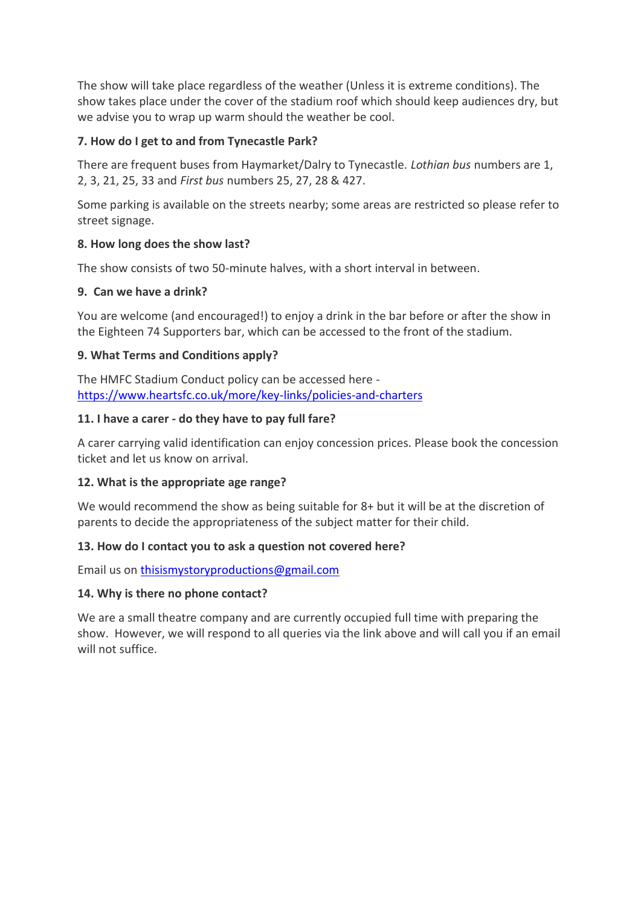The show will take place regardless of the weather (Unless it is extreme conditions). The show takes place under the cover of the stadium roof which should keep audiences dry, but we advise you to wrap up warm should the weather be cool.

**7. How do I get to and from Tynecastle Park?**

There are frequent buses from Haymarket/Dalry to Tynecastle. *Lothian bus* numbers are 1, 2, 3, 21, 25, 33 and *First bus* numbers 25, 27, 28 & 427.

Some parking is available on the streets nearby; some areas are restricted so please refer to street signage.

**8. How long does the show last?**

The show consists of two 50-minute halves, with a short interval in between.

**9. Can we have a drink?**

You are welcome (and encouraged!) to enjoy a drink in the bar before or after the show in the Eighteen 74 Supporters bar, which can be accessed to the front of the stadium.

**9. What Terms and Conditions apply?**

The HMFC Stadium Conduct policy can be accessed here - https://www.heartsfc.co.uk/more/key-links/policies-and-charters

**11. I have a carer - do they have to pay full fare?**

A carer carrying valid identification can enjoy concession prices. Please book the concession ticket and let us know on arrival.

**12. What is the appropriate age range?**

We would recommend the show as being suitable for 8+ but it will be at the discretion of parents to decide the appropriateness of the subject matter for their child.

**13. How do I contact you to ask a question not covered here?**

Email us on thisismystoryproductions@gmail.com

**14. Why is there no phone contact?**

We are a small theatre company and are currently occupied full time with preparing the show. However, we will respond to all queries via the link above and will call you if an email will not suffice.